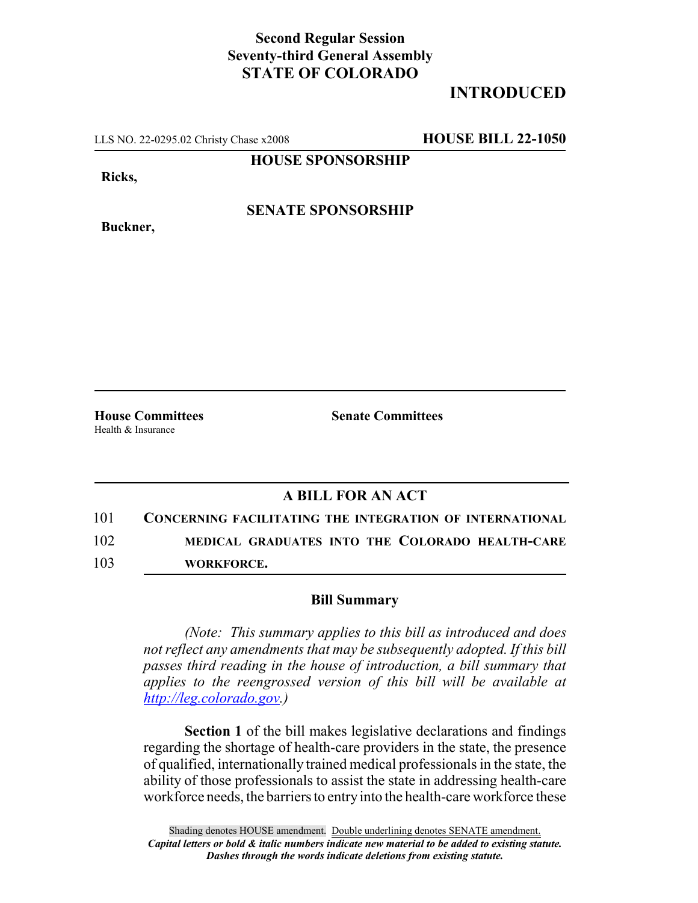**Second Regular Session**
**Seventy-third General Assembly**
**STATE OF COLORADO**

# INTRODUCED

LLS NO. 22-0295.02 Christy Chase x2008 **HOUSE BILL 22-1050**

**HOUSE SPONSORSHIP**

**Ricks,**

**SENATE SPONSORSHIP**

**Buckner,**

**House Committees**
Health & Insurance

**Senate Committees**

## A BILL FOR AN ACT

101 **CONCERNING FACILITATING THE INTEGRATION OF INTERNATIONAL**
102 **MEDICAL GRADUATES INTO THE COLORADO HEALTH-CARE**
103 **WORKFORCE.**

### Bill Summary

*(Note: This summary applies to this bill as introduced and does not reflect any amendments that may be subsequently adopted. If this bill passes third reading in the house of introduction, a bill summary that applies to the reengrossed version of this bill will be available at http://leg.colorado.gov.)*

**Section 1** of the bill makes legislative declarations and findings regarding the shortage of health-care providers in the state, the presence of qualified, internationally trained medical professionals in the state, the ability of those professionals to assist the state in addressing health-care workforce needs, the barriers to entry into the health-care workforce these

Shading denotes HOUSE amendment. Double underlining denotes SENATE amendment.
*Capital letters or bold & italic numbers indicate new material to be added to existing statute.*
*Dashes through the words indicate deletions from existing statute.*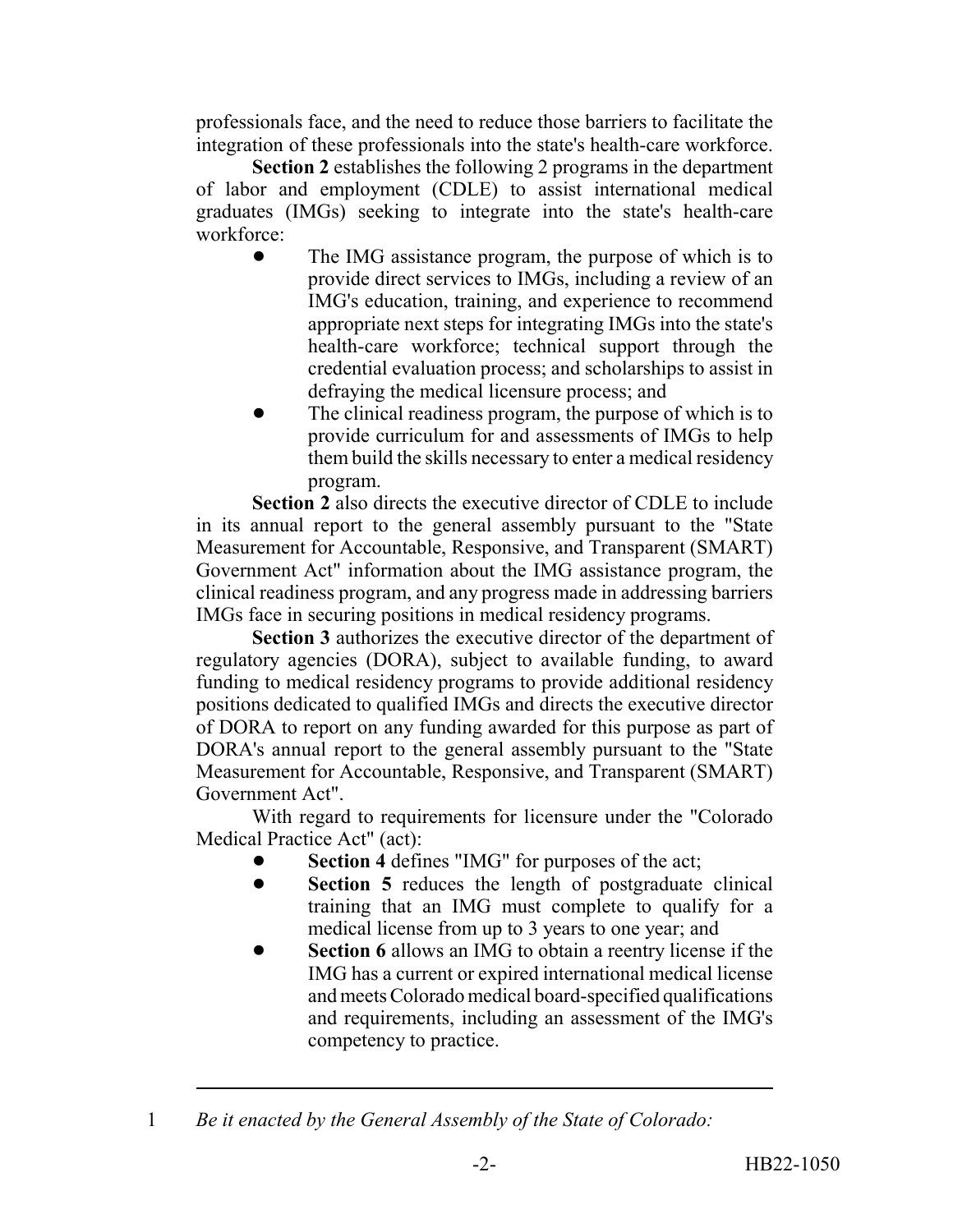professionals face, and the need to reduce those barriers to facilitate the integration of these professionals into the state's health-care workforce.

**Section 2** establishes the following 2 programs in the department of labor and employment (CDLE) to assist international medical graduates (IMGs) seeking to integrate into the state's health-care workforce:

- The IMG assistance program, the purpose of which is to provide direct services to IMGs, including a review of an IMG's education, training, and experience to recommend appropriate next steps for integrating IMGs into the state's health-care workforce; technical support through the credential evaluation process; and scholarships to assist in defraying the medical licensure process; and
- The clinical readiness program, the purpose of which is to provide curriculum for and assessments of IMGs to help them build the skills necessary to enter a medical residency program.

**Section 2** also directs the executive director of CDLE to include in its annual report to the general assembly pursuant to the "State Measurement for Accountable, Responsive, and Transparent (SMART) Government Act" information about the IMG assistance program, the clinical readiness program, and any progress made in addressing barriers IMGs face in securing positions in medical residency programs.

**Section 3** authorizes the executive director of the department of regulatory agencies (DORA), subject to available funding, to award funding to medical residency programs to provide additional residency positions dedicated to qualified IMGs and directs the executive director of DORA to report on any funding awarded for this purpose as part of DORA's annual report to the general assembly pursuant to the "State Measurement for Accountable, Responsive, and Transparent (SMART) Government Act".

With regard to requirements for licensure under the "Colorado Medical Practice Act" (act):

- **Section 4** defines "IMG" for purposes of the act;
- **Section 5** reduces the length of postgraduate clinical training that an IMG must complete to qualify for a medical license from up to 3 years to one year; and
- **Section 6** allows an IMG to obtain a reentry license if the IMG has a current or expired international medical license and meets Colorado medical board-specified qualifications and requirements, including an assessment of the IMG's competency to practice.

---

1 *Be it enacted by the General Assembly of the State of Colorado:*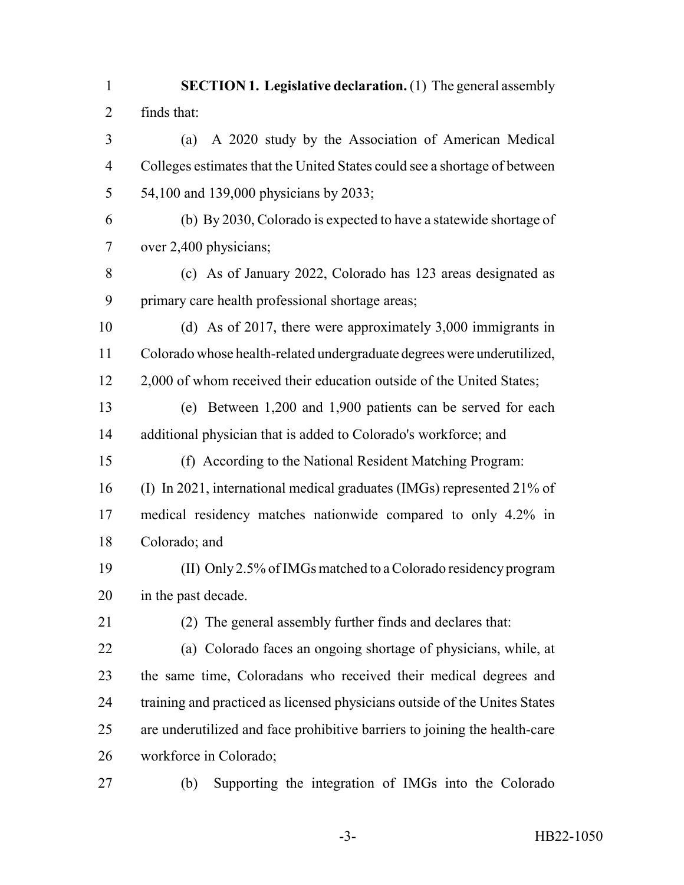**SECTION 1. Legislative declaration.** (1) The general assembly finds that:

(a) A 2020 study by the Association of American Medical Colleges estimates that the United States could see a shortage of between 54,100 and 139,000 physicians by 2033;

(b) By 2030, Colorado is expected to have a statewide shortage of over 2,400 physicians;

(c) As of January 2022, Colorado has 123 areas designated as primary care health professional shortage areas;

(d) As of 2017, there were approximately 3,000 immigrants in Colorado whose health-related undergraduate degrees were underutilized, 2,000 of whom received their education outside of the United States;

(e) Between 1,200 and 1,900 patients can be served for each additional physician that is added to Colorado's workforce; and

(f) According to the National Resident Matching Program:

(I) In 2021, international medical graduates (IMGs) represented 21% of medical residency matches nationwide compared to only 4.2% in Colorado; and

(II) Only 2.5% of IMGs matched to a Colorado residency program in the past decade.

(2) The general assembly further finds and declares that:

(a) Colorado faces an ongoing shortage of physicians, while, at the same time, Coloradans who received their medical degrees and training and practiced as licensed physicians outside of the Unites States are underutilized and face prohibitive barriers to joining the health-care workforce in Colorado;

(b) Supporting the integration of IMGs into the Colorado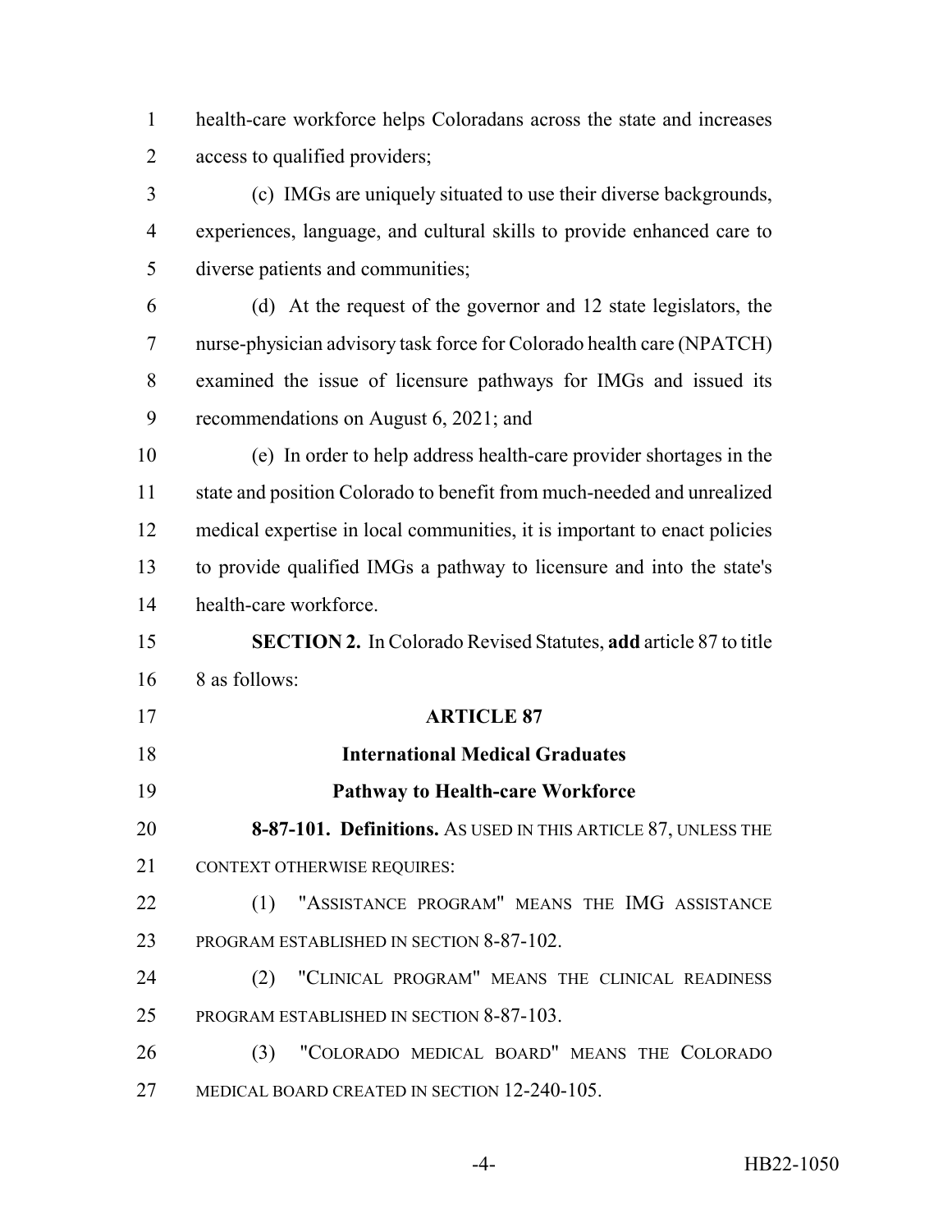health-care workforce helps Coloradans across the state and increases access to qualified providers;

(c) IMGs are uniquely situated to use their diverse backgrounds, experiences, language, and cultural skills to provide enhanced care to diverse patients and communities;

(d) At the request of the governor and 12 state legislators, the nurse-physician advisory task force for Colorado health care (NPATCH) examined the issue of licensure pathways for IMGs and issued its recommendations on August 6, 2021; and

(e) In order to help address health-care provider shortages in the state and position Colorado to benefit from much-needed and unrealized medical expertise in local communities, it is important to enact policies to provide qualified IMGs a pathway to licensure and into the state's health-care workforce.

**SECTION 2.** In Colorado Revised Statutes, **add** article 87 to title 8 as follows:

**ARTICLE 87**

**International Medical Graduates**

**Pathway to Health-care Workforce**

**8-87-101. Definitions.** AS USED IN THIS ARTICLE 87, UNLESS THE CONTEXT OTHERWISE REQUIRES:

(1) "ASSISTANCE PROGRAM" MEANS THE IMG ASSISTANCE PROGRAM ESTABLISHED IN SECTION 8-87-102.

(2) "CLINICAL PROGRAM" MEANS THE CLINICAL READINESS PROGRAM ESTABLISHED IN SECTION 8-87-103.

(3) "COLORADO MEDICAL BOARD" MEANS THE COLORADO MEDICAL BOARD CREATED IN SECTION 12-240-105.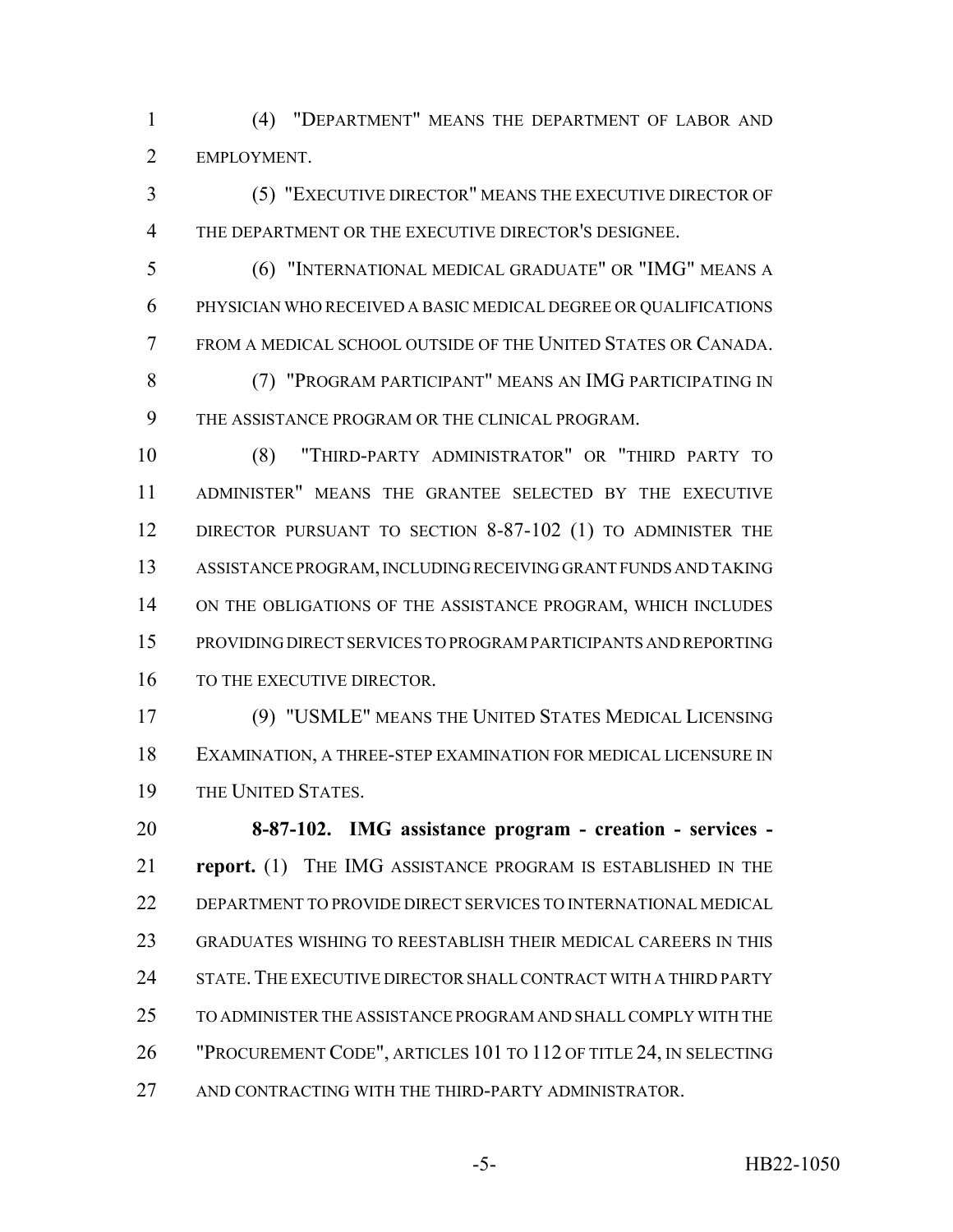(4) "DEPARTMENT" MEANS THE DEPARTMENT OF LABOR AND EMPLOYMENT.

(5) "EXECUTIVE DIRECTOR" MEANS THE EXECUTIVE DIRECTOR OF THE DEPARTMENT OR THE EXECUTIVE DIRECTOR'S DESIGNEE.

(6) "INTERNATIONAL MEDICAL GRADUATE" OR "IMG" MEANS A PHYSICIAN WHO RECEIVED A BASIC MEDICAL DEGREE OR QUALIFICATIONS FROM A MEDICAL SCHOOL OUTSIDE OF THE UNITED STATES OR CANADA.

(7) "PROGRAM PARTICIPANT" MEANS AN IMG PARTICIPATING IN THE ASSISTANCE PROGRAM OR THE CLINICAL PROGRAM.

(8) "THIRD-PARTY ADMINISTRATOR" OR "THIRD PARTY TO ADMINISTER" MEANS THE GRANTEE SELECTED BY THE EXECUTIVE DIRECTOR PURSUANT TO SECTION 8-87-102 (1) TO ADMINISTER THE ASSISTANCE PROGRAM, INCLUDING RECEIVING GRANT FUNDS AND TAKING ON THE OBLIGATIONS OF THE ASSISTANCE PROGRAM, WHICH INCLUDES PROVIDING DIRECT SERVICES TO PROGRAM PARTICIPANTS AND REPORTING TO THE EXECUTIVE DIRECTOR.

(9) "USMLE" MEANS THE UNITED STATES MEDICAL LICENSING EXAMINATION, A THREE-STEP EXAMINATION FOR MEDICAL LICENSURE IN THE UNITED STATES.

**8-87-102. IMG assistance program - creation - services - report.** (1) THE IMG ASSISTANCE PROGRAM IS ESTABLISHED IN THE DEPARTMENT TO PROVIDE DIRECT SERVICES TO INTERNATIONAL MEDICAL GRADUATES WISHING TO REESTABLISH THEIR MEDICAL CAREERS IN THIS STATE. THE EXECUTIVE DIRECTOR SHALL CONTRACT WITH A THIRD PARTY TO ADMINISTER THE ASSISTANCE PROGRAM AND SHALL COMPLY WITH THE "PROCUREMENT CODE", ARTICLES 101 TO 112 OF TITLE 24, IN SELECTING AND CONTRACTING WITH THE THIRD-PARTY ADMINISTRATOR.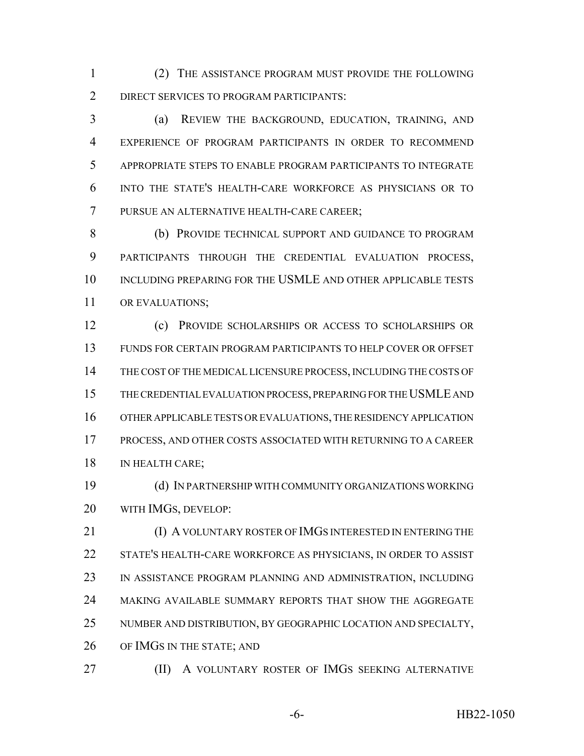(2) THE ASSISTANCE PROGRAM MUST PROVIDE THE FOLLOWING DIRECT SERVICES TO PROGRAM PARTICIPANTS:

(a) REVIEW THE BACKGROUND, EDUCATION, TRAINING, AND EXPERIENCE OF PROGRAM PARTICIPANTS IN ORDER TO RECOMMEND APPROPRIATE STEPS TO ENABLE PROGRAM PARTICIPANTS TO INTEGRATE INTO THE STATE'S HEALTH-CARE WORKFORCE AS PHYSICIANS OR TO PURSUE AN ALTERNATIVE HEALTH-CARE CAREER;

(b) PROVIDE TECHNICAL SUPPORT AND GUIDANCE TO PROGRAM PARTICIPANTS THROUGH THE CREDENTIAL EVALUATION PROCESS, INCLUDING PREPARING FOR THE USMLE AND OTHER APPLICABLE TESTS OR EVALUATIONS;

(c) PROVIDE SCHOLARSHIPS OR ACCESS TO SCHOLARSHIPS OR FUNDS FOR CERTAIN PROGRAM PARTICIPANTS TO HELP COVER OR OFFSET THE COST OF THE MEDICAL LICENSURE PROCESS, INCLUDING THE COSTS OF THE CREDENTIAL EVALUATION PROCESS, PREPARING FOR THE USMLE AND OTHER APPLICABLE TESTS OR EVALUATIONS, THE RESIDENCY APPLICATION PROCESS, AND OTHER COSTS ASSOCIATED WITH RETURNING TO A CAREER IN HEALTH CARE;

(d) IN PARTNERSHIP WITH COMMUNITY ORGANIZATIONS WORKING WITH IMGS, DEVELOP:

(I) A VOLUNTARY ROSTER OF IMGS INTERESTED IN ENTERING THE STATE'S HEALTH-CARE WORKFORCE AS PHYSICIANS, IN ORDER TO ASSIST IN ASSISTANCE PROGRAM PLANNING AND ADMINISTRATION, INCLUDING MAKING AVAILABLE SUMMARY REPORTS THAT SHOW THE AGGREGATE NUMBER AND DISTRIBUTION, BY GEOGRAPHIC LOCATION AND SPECIALTY, OF IMGS IN THE STATE; AND

(II) A VOLUNTARY ROSTER OF IMGS SEEKING ALTERNATIVE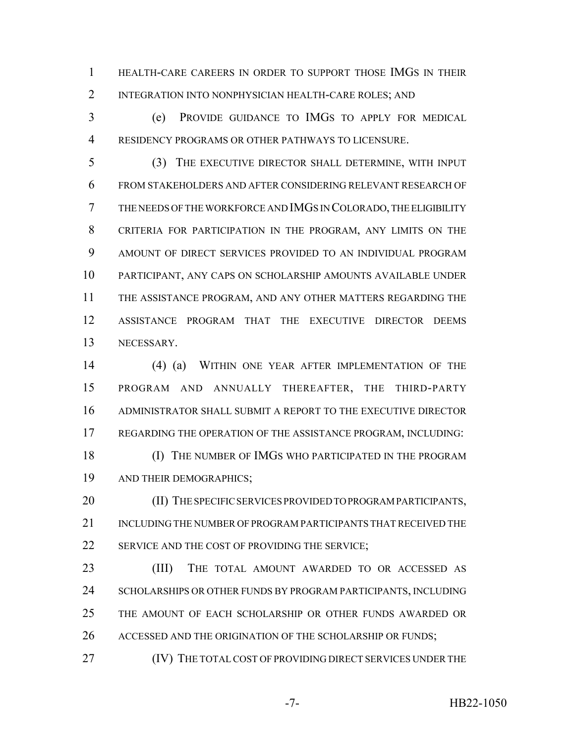HEALTH-CARE CAREERS IN ORDER TO SUPPORT THOSE IMGS IN THEIR INTEGRATION INTO NONPHYSICIAN HEALTH-CARE ROLES; AND

(e) PROVIDE GUIDANCE TO IMGS TO APPLY FOR MEDICAL RESIDENCY PROGRAMS OR OTHER PATHWAYS TO LICENSURE.

(3) THE EXECUTIVE DIRECTOR SHALL DETERMINE, WITH INPUT FROM STAKEHOLDERS AND AFTER CONSIDERING RELEVANT RESEARCH OF THE NEEDS OF THE WORKFORCE AND IMGS IN COLORADO, THE ELIGIBILITY CRITERIA FOR PARTICIPATION IN THE PROGRAM, ANY LIMITS ON THE AMOUNT OF DIRECT SERVICES PROVIDED TO AN INDIVIDUAL PROGRAM PARTICIPANT, ANY CAPS ON SCHOLARSHIP AMOUNTS AVAILABLE UNDER THE ASSISTANCE PROGRAM, AND ANY OTHER MATTERS REGARDING THE ASSISTANCE PROGRAM THAT THE EXECUTIVE DIRECTOR DEEMS NECESSARY.

(4) (a) WITHIN ONE YEAR AFTER IMPLEMENTATION OF THE PROGRAM AND ANNUALLY THEREAFTER, THE THIRD-PARTY ADMINISTRATOR SHALL SUBMIT A REPORT TO THE EXECUTIVE DIRECTOR REGARDING THE OPERATION OF THE ASSISTANCE PROGRAM, INCLUDING:

(I) THE NUMBER OF IMGS WHO PARTICIPATED IN THE PROGRAM AND THEIR DEMOGRAPHICS;

(II) THE SPECIFIC SERVICES PROVIDED TO PROGRAM PARTICIPANTS, INCLUDING THE NUMBER OF PROGRAM PARTICIPANTS THAT RECEIVED THE SERVICE AND THE COST OF PROVIDING THE SERVICE;

(III) THE TOTAL AMOUNT AWARDED TO OR ACCESSED AS SCHOLARSHIPS OR OTHER FUNDS BY PROGRAM PARTICIPANTS, INCLUDING THE AMOUNT OF EACH SCHOLARSHIP OR OTHER FUNDS AWARDED OR ACCESSED AND THE ORIGINATION OF THE SCHOLARSHIP OR FUNDS;

(IV) THE TOTAL COST OF PROVIDING DIRECT SERVICES UNDER THE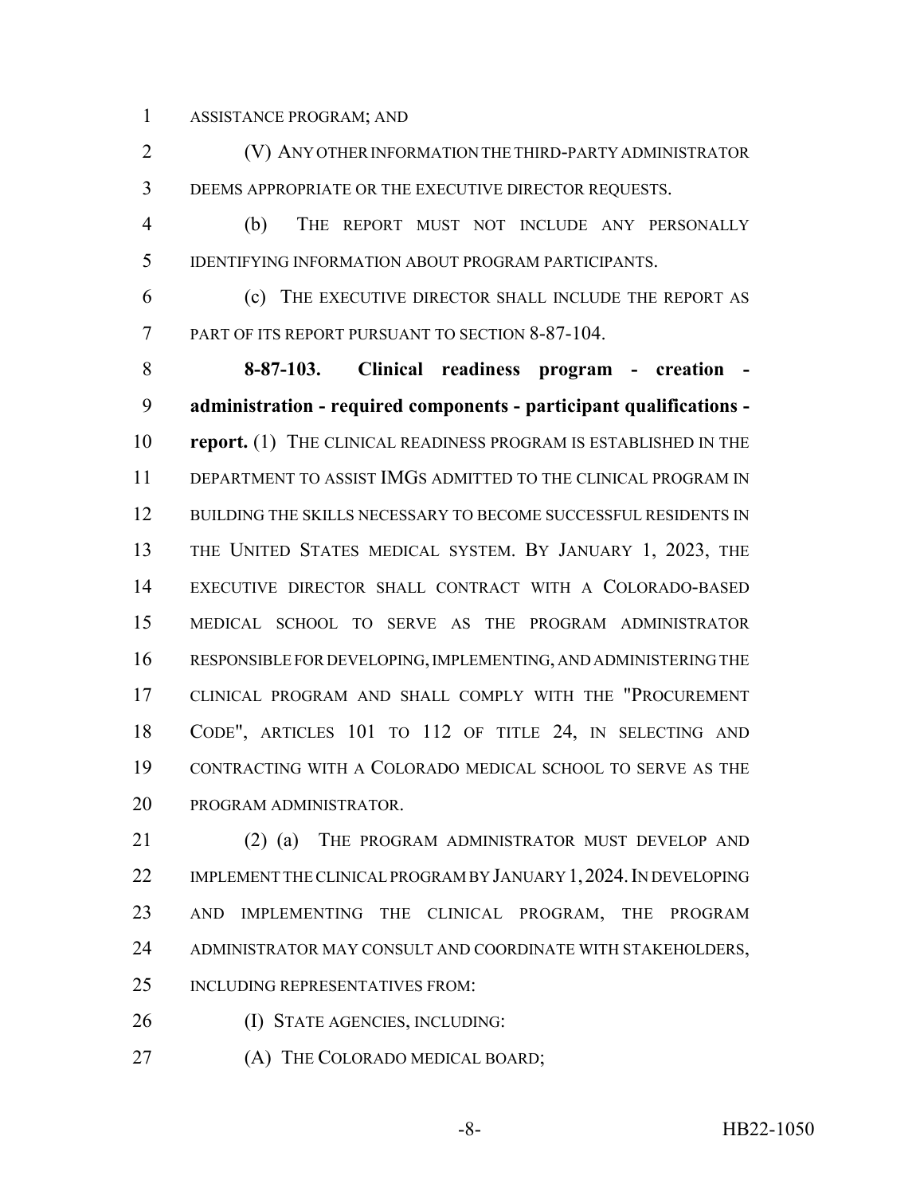ASSISTANCE PROGRAM; AND

(V) ANY OTHER INFORMATION THE THIRD-PARTY ADMINISTRATOR DEEMS APPROPRIATE OR THE EXECUTIVE DIRECTOR REQUESTS.

(b) THE REPORT MUST NOT INCLUDE ANY PERSONALLY IDENTIFYING INFORMATION ABOUT PROGRAM PARTICIPANTS.

(c) THE EXECUTIVE DIRECTOR SHALL INCLUDE THE REPORT AS PART OF ITS REPORT PURSUANT TO SECTION 8-87-104.

**8-87-103. Clinical readiness program - creation - administration - required components - participant qualifications - report.** (1) THE CLINICAL READINESS PROGRAM IS ESTABLISHED IN THE DEPARTMENT TO ASSIST IMGS ADMITTED TO THE CLINICAL PROGRAM IN BUILDING THE SKILLS NECESSARY TO BECOME SUCCESSFUL RESIDENTS IN THE UNITED STATES MEDICAL SYSTEM. BY JANUARY 1, 2023, THE EXECUTIVE DIRECTOR SHALL CONTRACT WITH A COLORADO-BASED MEDICAL SCHOOL TO SERVE AS THE PROGRAM ADMINISTRATOR RESPONSIBLE FOR DEVELOPING, IMPLEMENTING, AND ADMINISTERING THE CLINICAL PROGRAM AND SHALL COMPLY WITH THE "PROCUREMENT CODE", ARTICLES 101 TO 112 OF TITLE 24, IN SELECTING AND CONTRACTING WITH A COLORADO MEDICAL SCHOOL TO SERVE AS THE PROGRAM ADMINISTRATOR.

(2) (a) THE PROGRAM ADMINISTRATOR MUST DEVELOP AND IMPLEMENT THE CLINICAL PROGRAM BY JANUARY 1, 2024. IN DEVELOPING AND IMPLEMENTING THE CLINICAL PROGRAM, THE PROGRAM ADMINISTRATOR MAY CONSULT AND COORDINATE WITH STAKEHOLDERS, INCLUDING REPRESENTATIVES FROM:

(I) STATE AGENCIES, INCLUDING:

(A) THE COLORADO MEDICAL BOARD;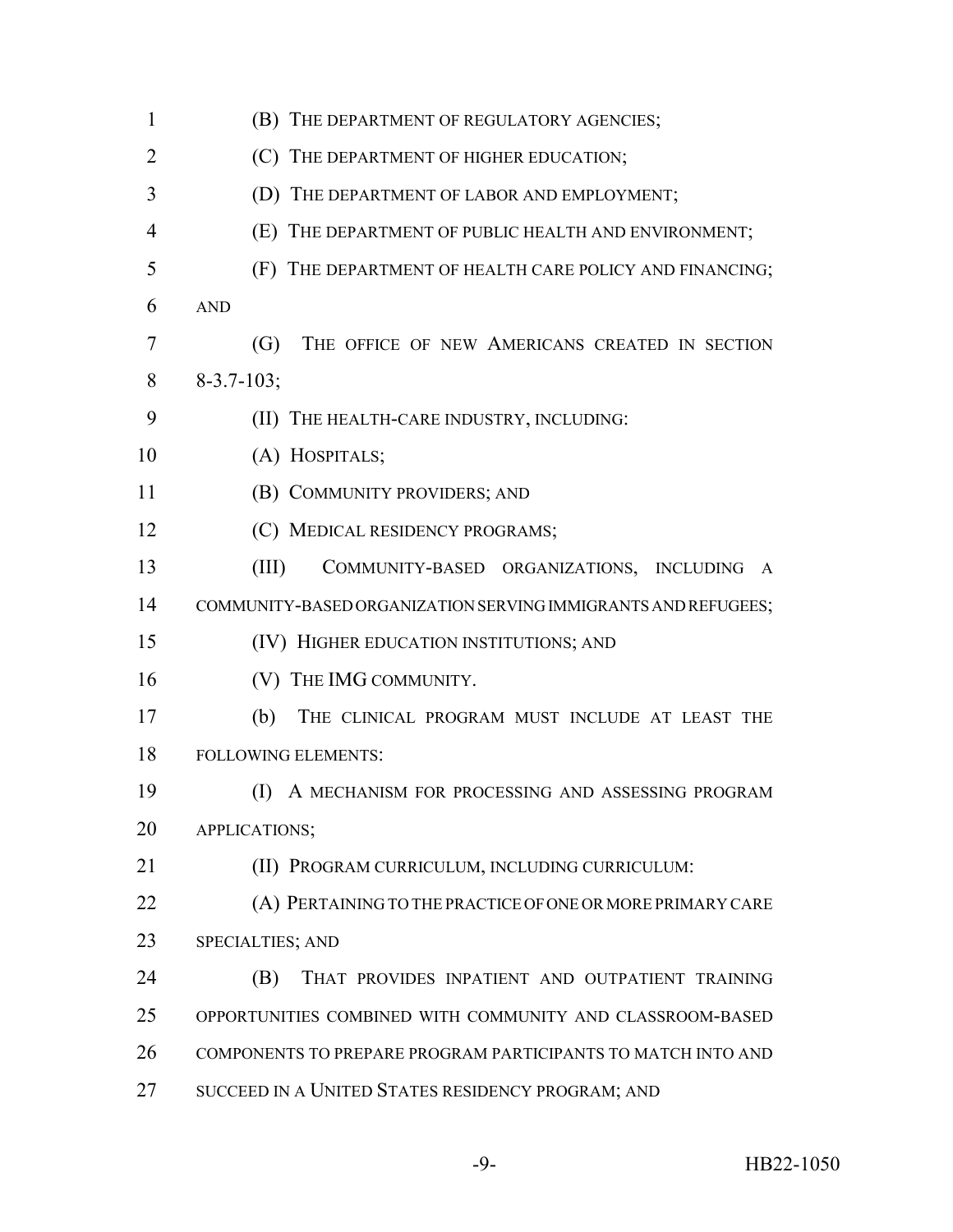(B) THE DEPARTMENT OF REGULATORY AGENCIES;

(C) THE DEPARTMENT OF HIGHER EDUCATION;

(D) THE DEPARTMENT OF LABOR AND EMPLOYMENT;

(E) THE DEPARTMENT OF PUBLIC HEALTH AND ENVIRONMENT;

(F) THE DEPARTMENT OF HEALTH CARE POLICY AND FINANCING; AND

(G) THE OFFICE OF NEW AMERICANS CREATED IN SECTION 8-3.7-103;

(II) THE HEALTH-CARE INDUSTRY, INCLUDING:

(A) HOSPITALS;

(B) COMMUNITY PROVIDERS; AND

(C) MEDICAL RESIDENCY PROGRAMS;

(III) COMMUNITY-BASED ORGANIZATIONS, INCLUDING A COMMUNITY-BASED ORGANIZATION SERVING IMMIGRANTS AND REFUGEES;

(IV) HIGHER EDUCATION INSTITUTIONS; AND

(V) THE IMG COMMUNITY.

(b) THE CLINICAL PROGRAM MUST INCLUDE AT LEAST THE FOLLOWING ELEMENTS:

(I) A MECHANISM FOR PROCESSING AND ASSESSING PROGRAM APPLICATIONS;

(II) PROGRAM CURRICULUM, INCLUDING CURRICULUM:

(A) PERTAINING TO THE PRACTICE OF ONE OR MORE PRIMARY CARE SPECIALTIES; AND

(B) THAT PROVIDES INPATIENT AND OUTPATIENT TRAINING OPPORTUNITIES COMBINED WITH COMMUNITY AND CLASSROOM-BASED COMPONENTS TO PREPARE PROGRAM PARTICIPANTS TO MATCH INTO AND SUCCEED IN A UNITED STATES RESIDENCY PROGRAM; AND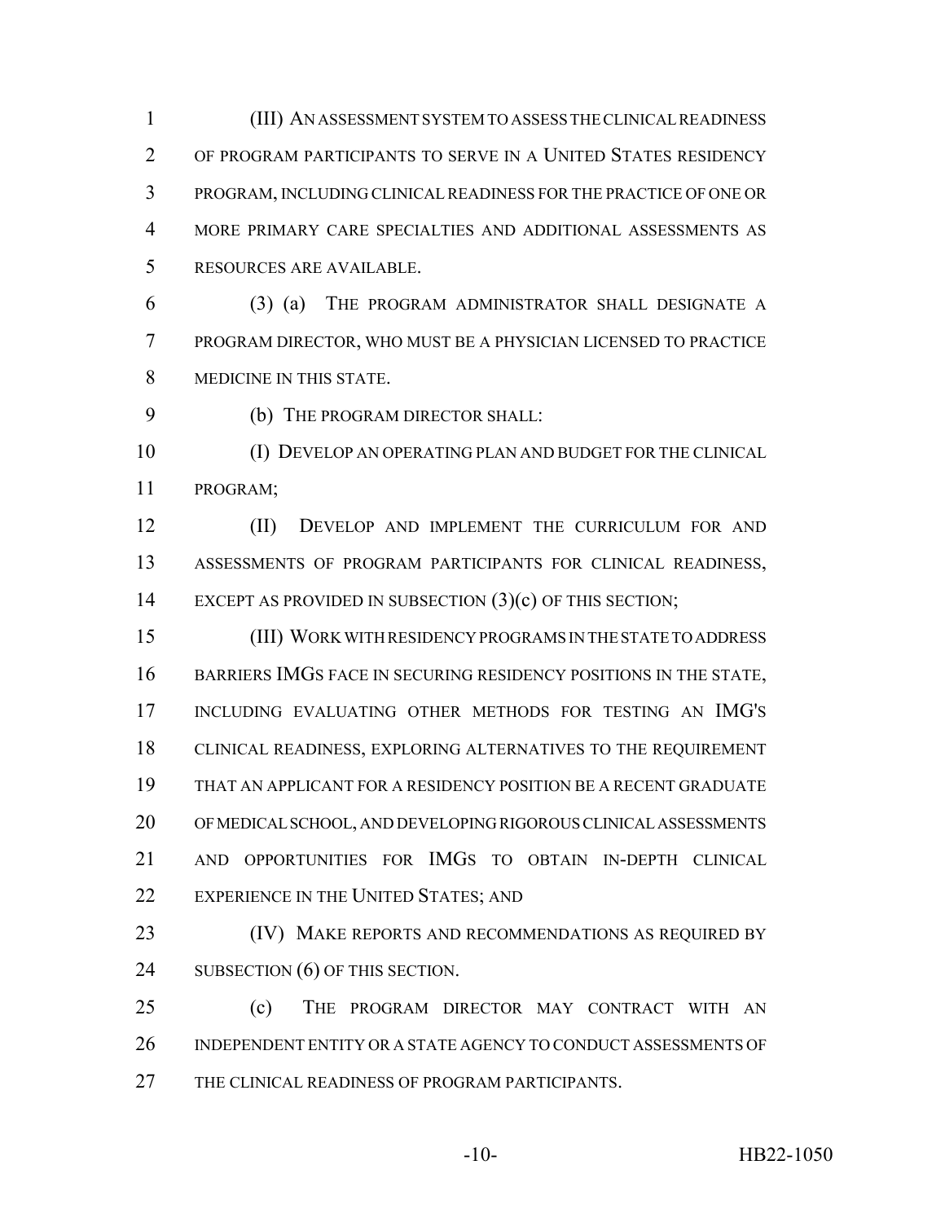(III) AN ASSESSMENT SYSTEM TO ASSESS THE CLINICAL READINESS OF PROGRAM PARTICIPANTS TO SERVE IN A UNITED STATES RESIDENCY PROGRAM, INCLUDING CLINICAL READINESS FOR THE PRACTICE OF ONE OR MORE PRIMARY CARE SPECIALTIES AND ADDITIONAL ASSESSMENTS AS RESOURCES ARE AVAILABLE.

(3) (a) THE PROGRAM ADMINISTRATOR SHALL DESIGNATE A PROGRAM DIRECTOR, WHO MUST BE A PHYSICIAN LICENSED TO PRACTICE MEDICINE IN THIS STATE.

(b) THE PROGRAM DIRECTOR SHALL:

(I) DEVELOP AN OPERATING PLAN AND BUDGET FOR THE CLINICAL PROGRAM;

(II) DEVELOP AND IMPLEMENT THE CURRICULUM FOR AND ASSESSMENTS OF PROGRAM PARTICIPANTS FOR CLINICAL READINESS, EXCEPT AS PROVIDED IN SUBSECTION (3)(c) OF THIS SECTION;

(III) WORK WITH RESIDENCY PROGRAMS IN THE STATE TO ADDRESS BARRIERS IMGS FACE IN SECURING RESIDENCY POSITIONS IN THE STATE, INCLUDING EVALUATING OTHER METHODS FOR TESTING AN IMG'S CLINICAL READINESS, EXPLORING ALTERNATIVES TO THE REQUIREMENT THAT AN APPLICANT FOR A RESIDENCY POSITION BE A RECENT GRADUATE OF MEDICAL SCHOOL, AND DEVELOPING RIGOROUS CLINICAL ASSESSMENTS AND OPPORTUNITIES FOR IMGS TO OBTAIN IN-DEPTH CLINICAL EXPERIENCE IN THE UNITED STATES; AND

(IV) MAKE REPORTS AND RECOMMENDATIONS AS REQUIRED BY SUBSECTION (6) OF THIS SECTION.

(c) THE PROGRAM DIRECTOR MAY CONTRACT WITH AN INDEPENDENT ENTITY OR A STATE AGENCY TO CONDUCT ASSESSMENTS OF THE CLINICAL READINESS OF PROGRAM PARTICIPANTS.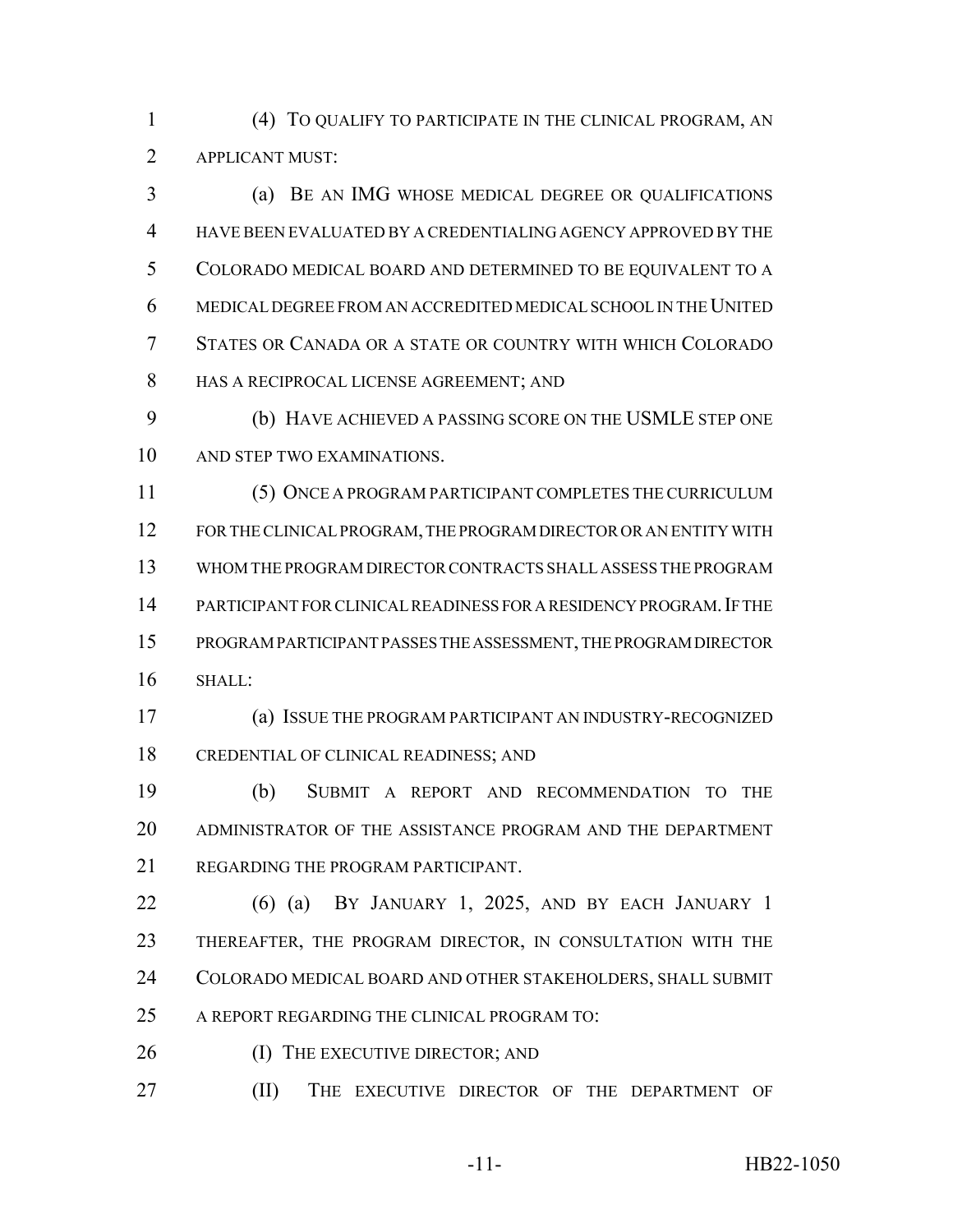(4) TO QUALIFY TO PARTICIPATE IN THE CLINICAL PROGRAM, AN APPLICANT MUST:

(a) BE AN IMG WHOSE MEDICAL DEGREE OR QUALIFICATIONS HAVE BEEN EVALUATED BY A CREDENTIALING AGENCY APPROVED BY THE COLORADO MEDICAL BOARD AND DETERMINED TO BE EQUIVALENT TO A MEDICAL DEGREE FROM AN ACCREDITED MEDICAL SCHOOL IN THE UNITED STATES OR CANADA OR A STATE OR COUNTRY WITH WHICH COLORADO HAS A RECIPROCAL LICENSE AGREEMENT; AND

(b) HAVE ACHIEVED A PASSING SCORE ON THE USMLE STEP ONE AND STEP TWO EXAMINATIONS.

(5) ONCE A PROGRAM PARTICIPANT COMPLETES THE CURRICULUM FOR THE CLINICAL PROGRAM, THE PROGRAM DIRECTOR OR AN ENTITY WITH WHOM THE PROGRAM DIRECTOR CONTRACTS SHALL ASSESS THE PROGRAM PARTICIPANT FOR CLINICAL READINESS FOR A RESIDENCY PROGRAM. IF THE PROGRAM PARTICIPANT PASSES THE ASSESSMENT, THE PROGRAM DIRECTOR SHALL:

(a) ISSUE THE PROGRAM PARTICIPANT AN INDUSTRY-RECOGNIZED CREDENTIAL OF CLINICAL READINESS; AND

(b) SUBMIT A REPORT AND RECOMMENDATION TO THE ADMINISTRATOR OF THE ASSISTANCE PROGRAM AND THE DEPARTMENT REGARDING THE PROGRAM PARTICIPANT.

(6) (a) BY JANUARY 1, 2025, AND BY EACH JANUARY 1 THEREAFTER, THE PROGRAM DIRECTOR, IN CONSULTATION WITH THE COLORADO MEDICAL BOARD AND OTHER STAKEHOLDERS, SHALL SUBMIT A REPORT REGARDING THE CLINICAL PROGRAM TO:

(I) THE EXECUTIVE DIRECTOR; AND

(II) THE EXECUTIVE DIRECTOR OF THE DEPARTMENT OF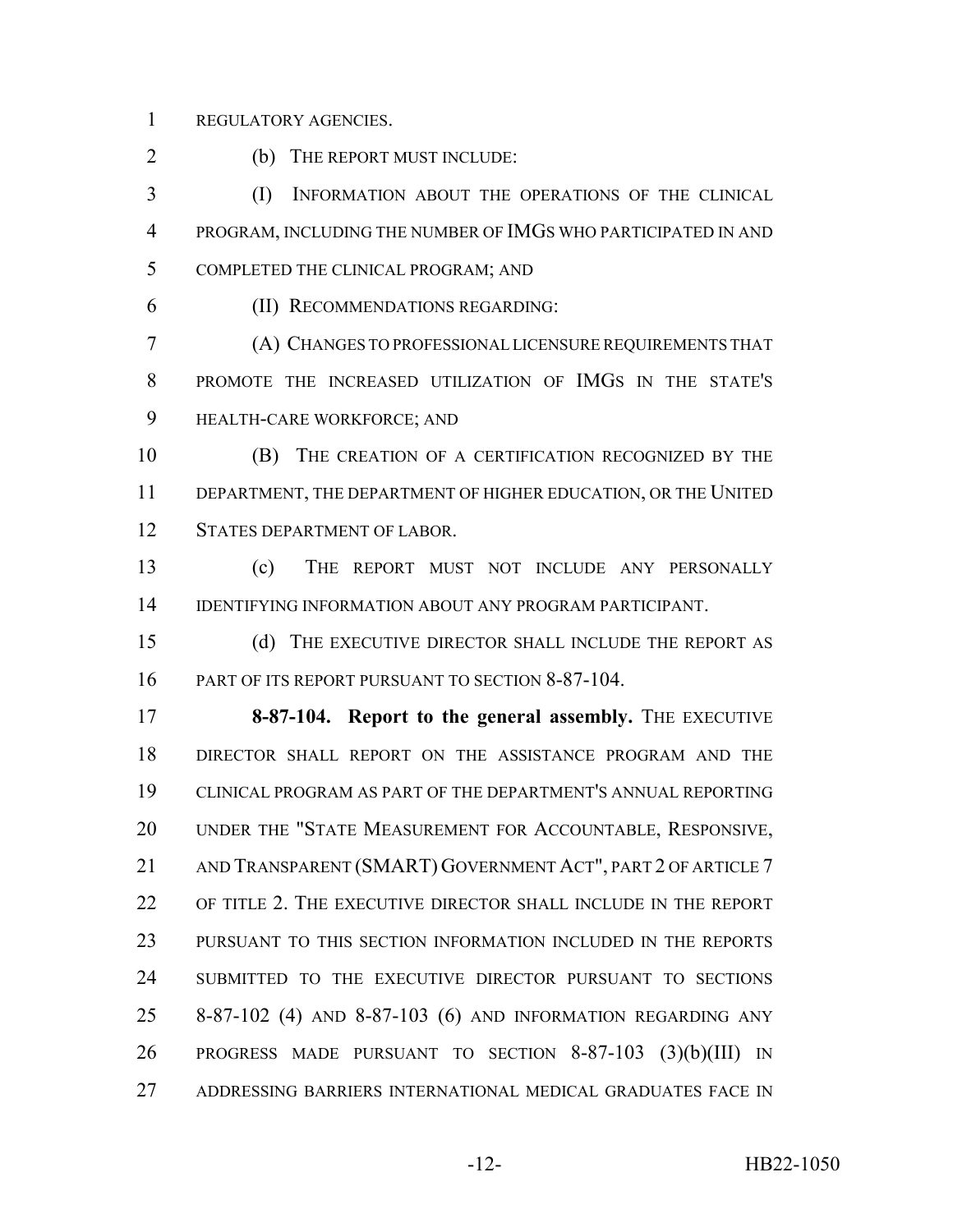REGULATORY AGENCIES.

(b) THE REPORT MUST INCLUDE:

(I) INFORMATION ABOUT THE OPERATIONS OF THE CLINICAL PROGRAM, INCLUDING THE NUMBER OF IMGS WHO PARTICIPATED IN AND COMPLETED THE CLINICAL PROGRAM; AND

(II) RECOMMENDATIONS REGARDING:

(A) CHANGES TO PROFESSIONAL LICENSURE REQUIREMENTS THAT PROMOTE THE INCREASED UTILIZATION OF IMGS IN THE STATE'S HEALTH-CARE WORKFORCE; AND

(B) THE CREATION OF A CERTIFICATION RECOGNIZED BY THE DEPARTMENT, THE DEPARTMENT OF HIGHER EDUCATION, OR THE UNITED STATES DEPARTMENT OF LABOR.

(c) THE REPORT MUST NOT INCLUDE ANY PERSONALLY IDENTIFYING INFORMATION ABOUT ANY PROGRAM PARTICIPANT.

(d) THE EXECUTIVE DIRECTOR SHALL INCLUDE THE REPORT AS PART OF ITS REPORT PURSUANT TO SECTION 8-87-104.

**8-87-104. Report to the general assembly.** THE EXECUTIVE DIRECTOR SHALL REPORT ON THE ASSISTANCE PROGRAM AND THE CLINICAL PROGRAM AS PART OF THE DEPARTMENT'S ANNUAL REPORTING UNDER THE "STATE MEASUREMENT FOR ACCOUNTABLE, RESPONSIVE, AND TRANSPARENT (SMART) GOVERNMENT ACT", PART 2 OF ARTICLE 7 OF TITLE 2. THE EXECUTIVE DIRECTOR SHALL INCLUDE IN THE REPORT PURSUANT TO THIS SECTION INFORMATION INCLUDED IN THE REPORTS SUBMITTED TO THE EXECUTIVE DIRECTOR PURSUANT TO SECTIONS 8-87-102 (4) AND 8-87-103 (6) AND INFORMATION REGARDING ANY PROGRESS MADE PURSUANT TO SECTION 8-87-103 (3)(b)(III) IN ADDRESSING BARRIERS INTERNATIONAL MEDICAL GRADUATES FACE IN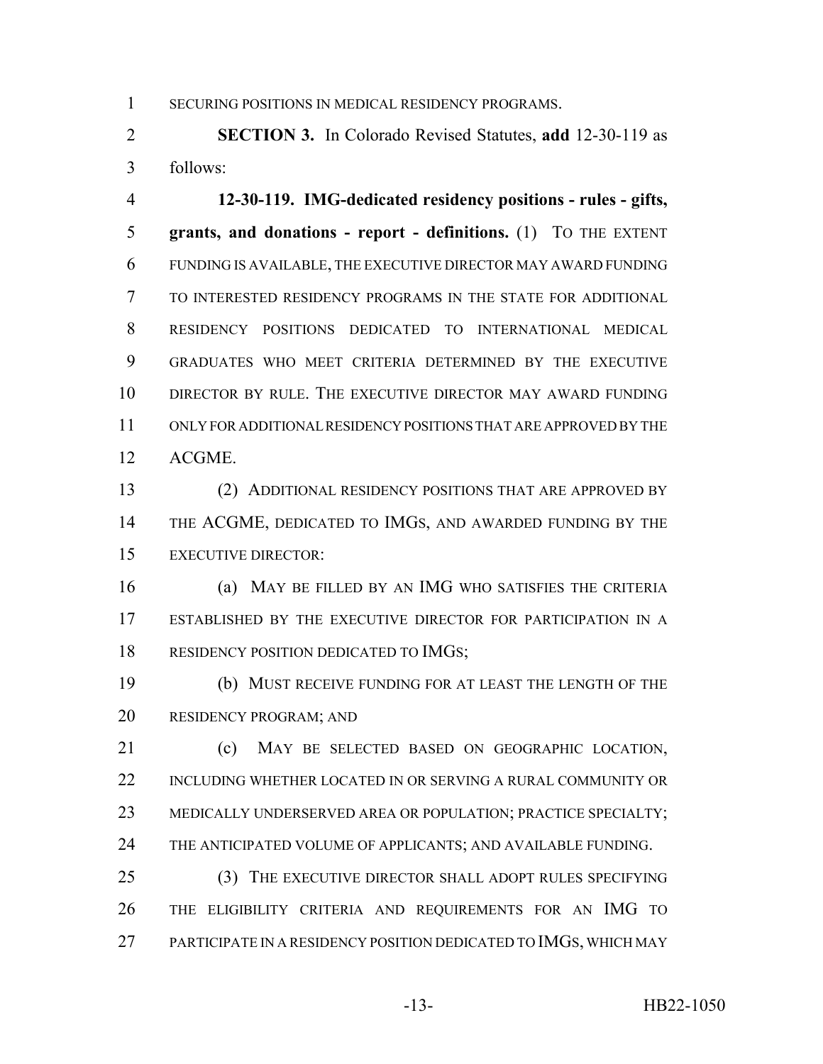SECURING POSITIONS IN MEDICAL RESIDENCY PROGRAMS.

**SECTION 3.** In Colorado Revised Statutes, **add** 12-30-119 as follows:

**12-30-119. IMG-dedicated residency positions - rules - gifts, grants, and donations - report - definitions.** (1) TO THE EXTENT FUNDING IS AVAILABLE, THE EXECUTIVE DIRECTOR MAY AWARD FUNDING TO INTERESTED RESIDENCY PROGRAMS IN THE STATE FOR ADDITIONAL RESIDENCY POSITIONS DEDICATED TO INTERNATIONAL MEDICAL GRADUATES WHO MEET CRITERIA DETERMINED BY THE EXECUTIVE DIRECTOR BY RULE. THE EXECUTIVE DIRECTOR MAY AWARD FUNDING ONLY FOR ADDITIONAL RESIDENCY POSITIONS THAT ARE APPROVED BY THE ACGME.

(2) ADDITIONAL RESIDENCY POSITIONS THAT ARE APPROVED BY THE ACGME, DEDICATED TO IMGS, AND AWARDED FUNDING BY THE EXECUTIVE DIRECTOR:

(a) MAY BE FILLED BY AN IMG WHO SATISFIES THE CRITERIA ESTABLISHED BY THE EXECUTIVE DIRECTOR FOR PARTICIPATION IN A RESIDENCY POSITION DEDICATED TO IMGS;

(b) MUST RECEIVE FUNDING FOR AT LEAST THE LENGTH OF THE RESIDENCY PROGRAM; AND

(c) MAY BE SELECTED BASED ON GEOGRAPHIC LOCATION, INCLUDING WHETHER LOCATED IN OR SERVING A RURAL COMMUNITY OR MEDICALLY UNDERSERVED AREA OR POPULATION; PRACTICE SPECIALTY; THE ANTICIPATED VOLUME OF APPLICANTS; AND AVAILABLE FUNDING.

(3) THE EXECUTIVE DIRECTOR SHALL ADOPT RULES SPECIFYING THE ELIGIBILITY CRITERIA AND REQUIREMENTS FOR AN IMG TO PARTICIPATE IN A RESIDENCY POSITION DEDICATED TO IMGS, WHICH MAY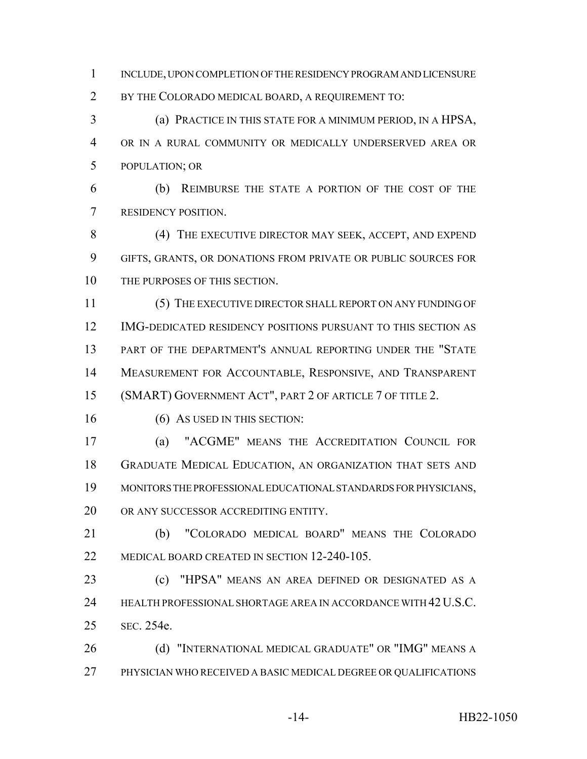INCLUDE, UPON COMPLETION OF THE RESIDENCY PROGRAM AND LICENSURE BY THE COLORADO MEDICAL BOARD, A REQUIREMENT TO:

(a) PRACTICE IN THIS STATE FOR A MINIMUM PERIOD, IN A HPSA, OR IN A RURAL COMMUNITY OR MEDICALLY UNDERSERVED AREA OR POPULATION; OR

(b) REIMBURSE THE STATE A PORTION OF THE COST OF THE RESIDENCY POSITION.

(4) THE EXECUTIVE DIRECTOR MAY SEEK, ACCEPT, AND EXPEND GIFTS, GRANTS, OR DONATIONS FROM PRIVATE OR PUBLIC SOURCES FOR THE PURPOSES OF THIS SECTION.

(5) THE EXECUTIVE DIRECTOR SHALL REPORT ON ANY FUNDING OF IMG-DEDICATED RESIDENCY POSITIONS PURSUANT TO THIS SECTION AS PART OF THE DEPARTMENT'S ANNUAL REPORTING UNDER THE "STATE MEASUREMENT FOR ACCOUNTABLE, RESPONSIVE, AND TRANSPARENT (SMART) GOVERNMENT ACT", PART 2 OF ARTICLE 7 OF TITLE 2.

(6) AS USED IN THIS SECTION:

(a) "ACGME" MEANS THE ACCREDITATION COUNCIL FOR GRADUATE MEDICAL EDUCATION, AN ORGANIZATION THAT SETS AND MONITORS THE PROFESSIONAL EDUCATIONAL STANDARDS FOR PHYSICIANS, OR ANY SUCCESSOR ACCREDITING ENTITY.

(b) "COLORADO MEDICAL BOARD" MEANS THE COLORADO MEDICAL BOARD CREATED IN SECTION 12-240-105.

(c) "HPSA" MEANS AN AREA DEFINED OR DESIGNATED AS A HEALTH PROFESSIONAL SHORTAGE AREA IN ACCORDANCE WITH 42 U.S.C. SEC. 254e.

(d) "INTERNATIONAL MEDICAL GRADUATE" OR "IMG" MEANS A PHYSICIAN WHO RECEIVED A BASIC MEDICAL DEGREE OR QUALIFICATIONS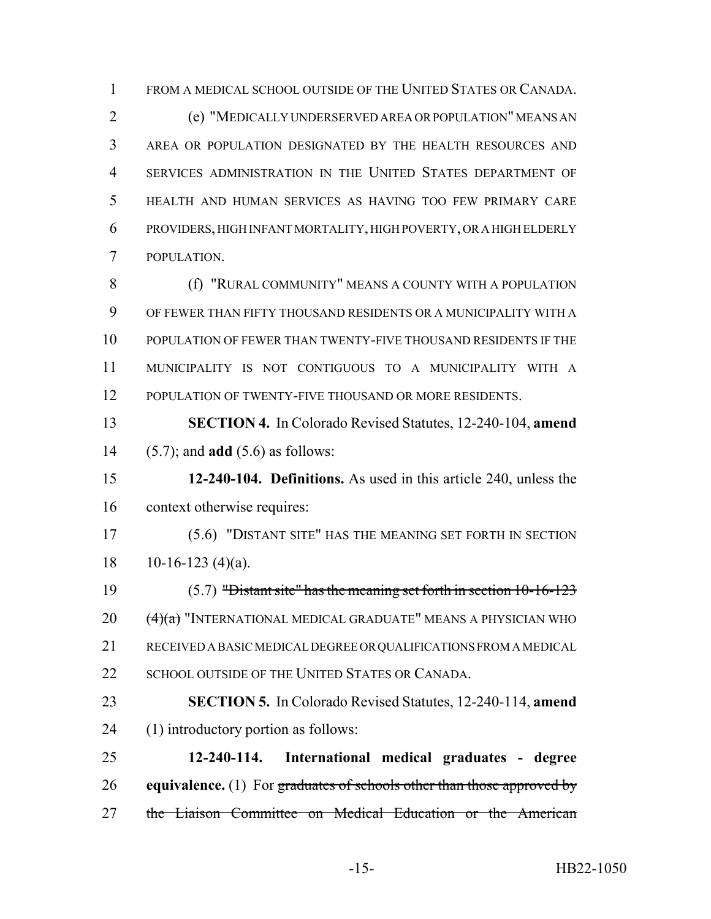FROM A MEDICAL SCHOOL OUTSIDE OF THE UNITED STATES OR CANADA.

(e) "MEDICALLY UNDERSERVED AREA OR POPULATION" MEANS AN AREA OR POPULATION DESIGNATED BY THE HEALTH RESOURCES AND SERVICES ADMINISTRATION IN THE UNITED STATES DEPARTMENT OF HEALTH AND HUMAN SERVICES AS HAVING TOO FEW PRIMARY CARE PROVIDERS, HIGH INFANT MORTALITY, HIGH POVERTY, OR A HIGH ELDERLY POPULATION.

(f) "RURAL COMMUNITY" MEANS A COUNTY WITH A POPULATION OF FEWER THAN FIFTY THOUSAND RESIDENTS OR A MUNICIPALITY WITH A POPULATION OF FEWER THAN TWENTY-FIVE THOUSAND RESIDENTS IF THE MUNICIPALITY IS NOT CONTIGUOUS TO A MUNICIPALITY WITH A POPULATION OF TWENTY-FIVE THOUSAND OR MORE RESIDENTS.

**SECTION 4.** In Colorado Revised Statutes, 12-240-104, **amend** (5.7); and **add** (5.6) as follows:

**12-240-104. Definitions.** As used in this article 240, unless the context otherwise requires:

(5.6) "DISTANT SITE" HAS THE MEANING SET FORTH IN SECTION 10-16-123 (4)(a).

(5.7) ~~"Distant site" has the meaning set forth in section 10-16-123 (4)(a)~~ "INTERNATIONAL MEDICAL GRADUATE" MEANS A PHYSICIAN WHO RECEIVED A BASIC MEDICAL DEGREE OR QUALIFICATIONS FROM A MEDICAL SCHOOL OUTSIDE OF THE UNITED STATES OR CANADA.

**SECTION 5.** In Colorado Revised Statutes, 12-240-114, **amend** (1) introductory portion as follows:

**12-240-114. International medical graduates - degree equivalence.** (1) For ~~graduates of schools other than those approved by the Liaison Committee on Medical Education or the American~~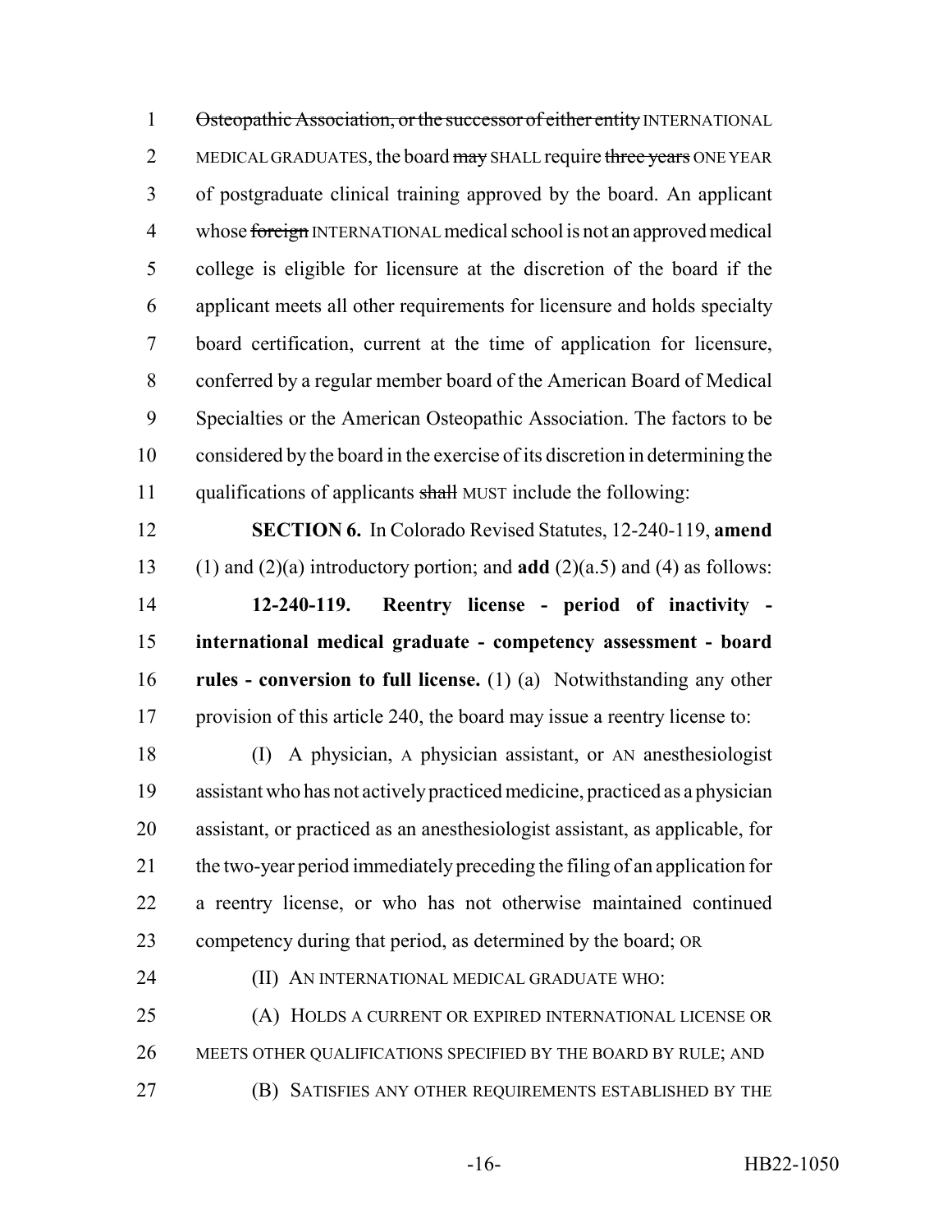Osteopathic Association, or the successor of either entity INTERNATIONAL MEDICAL GRADUATES, the board may SHALL require three years ONE YEAR of postgraduate clinical training approved by the board. An applicant whose foreign INTERNATIONAL medical school is not an approved medical college is eligible for licensure at the discretion of the board if the applicant meets all other requirements for licensure and holds specialty board certification, current at the time of application for licensure, conferred by a regular member board of the American Board of Medical Specialties or the American Osteopathic Association. The factors to be considered by the board in the exercise of its discretion in determining the qualifications of applicants shall MUST include the following:

**SECTION 6.** In Colorado Revised Statutes, 12-240-119, **amend** (1) and (2)(a) introductory portion; and **add** (2)(a.5) and (4) as follows:

**12-240-119. Reentry license - period of inactivity - international medical graduate - competency assessment - board rules - conversion to full license.** (1) (a) Notwithstanding any other provision of this article 240, the board may issue a reentry license to:

(I) A physician, A physician assistant, or AN anesthesiologist assistant who has not actively practiced medicine, practiced as a physician assistant, or practiced as an anesthesiologist assistant, as applicable, for the two-year period immediately preceding the filing of an application for a reentry license, or who has not otherwise maintained continued competency during that period, as determined by the board; OR

(II) AN INTERNATIONAL MEDICAL GRADUATE WHO:

(A) HOLDS A CURRENT OR EXPIRED INTERNATIONAL LICENSE OR MEETS OTHER QUALIFICATIONS SPECIFIED BY THE BOARD BY RULE; AND

(B) SATISFIES ANY OTHER REQUIREMENTS ESTABLISHED BY THE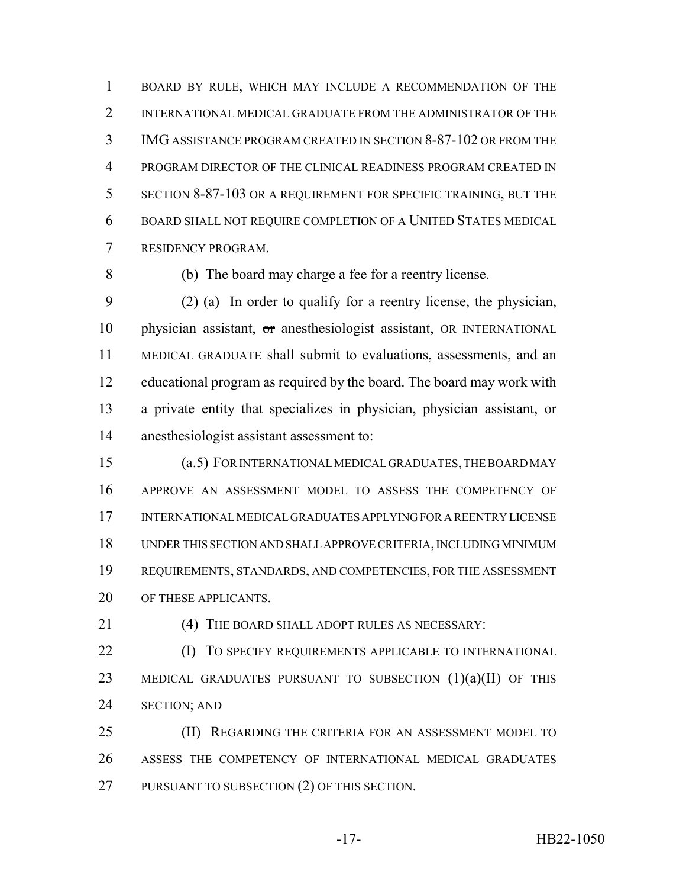BOARD BY RULE, WHICH MAY INCLUDE A RECOMMENDATION OF THE INTERNATIONAL MEDICAL GRADUATE FROM THE ADMINISTRATOR OF THE IMG ASSISTANCE PROGRAM CREATED IN SECTION 8-87-102 OR FROM THE PROGRAM DIRECTOR OF THE CLINICAL READINESS PROGRAM CREATED IN SECTION 8-87-103 OR A REQUIREMENT FOR SPECIFIC TRAINING, BUT THE BOARD SHALL NOT REQUIRE COMPLETION OF A UNITED STATES MEDICAL RESIDENCY PROGRAM.

(b) The board may charge a fee for a reentry license.

(2) (a) In order to qualify for a reentry license, the physician, physician assistant, ~~or~~ anesthesiologist assistant, OR INTERNATIONAL MEDICAL GRADUATE shall submit to evaluations, assessments, and an educational program as required by the board. The board may work with a private entity that specializes in physician, physician assistant, or anesthesiologist assistant assessment to:

(a.5) FOR INTERNATIONAL MEDICAL GRADUATES, THE BOARD MAY APPROVE AN ASSESSMENT MODEL TO ASSESS THE COMPETENCY OF INTERNATIONAL MEDICAL GRADUATES APPLYING FOR A REENTRY LICENSE UNDER THIS SECTION AND SHALL APPROVE CRITERIA, INCLUDING MINIMUM REQUIREMENTS, STANDARDS, AND COMPETENCIES, FOR THE ASSESSMENT OF THESE APPLICANTS.

(4) THE BOARD SHALL ADOPT RULES AS NECESSARY:

(I) TO SPECIFY REQUIREMENTS APPLICABLE TO INTERNATIONAL MEDICAL GRADUATES PURSUANT TO SUBSECTION (1)(a)(II) OF THIS SECTION; AND

(II) REGARDING THE CRITERIA FOR AN ASSESSMENT MODEL TO ASSESS THE COMPETENCY OF INTERNATIONAL MEDICAL GRADUATES PURSUANT TO SUBSECTION (2) OF THIS SECTION.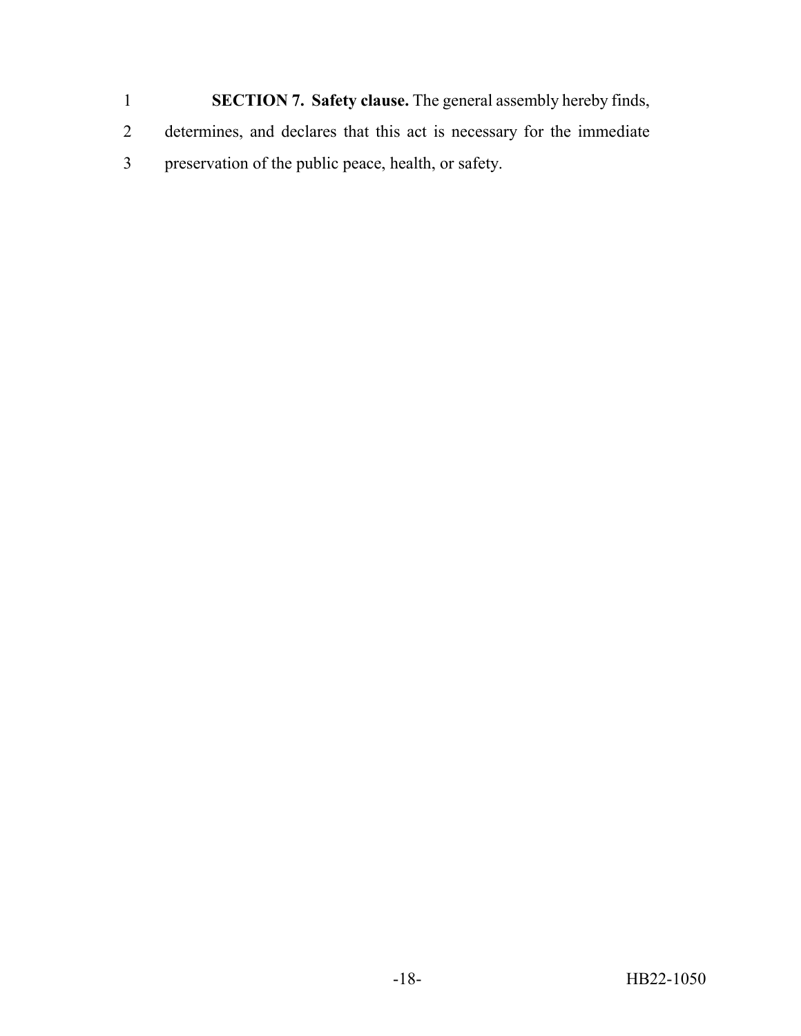**SECTION 7. Safety clause.** The general assembly hereby finds, determines, and declares that this act is necessary for the immediate preservation of the public peace, health, or safety.